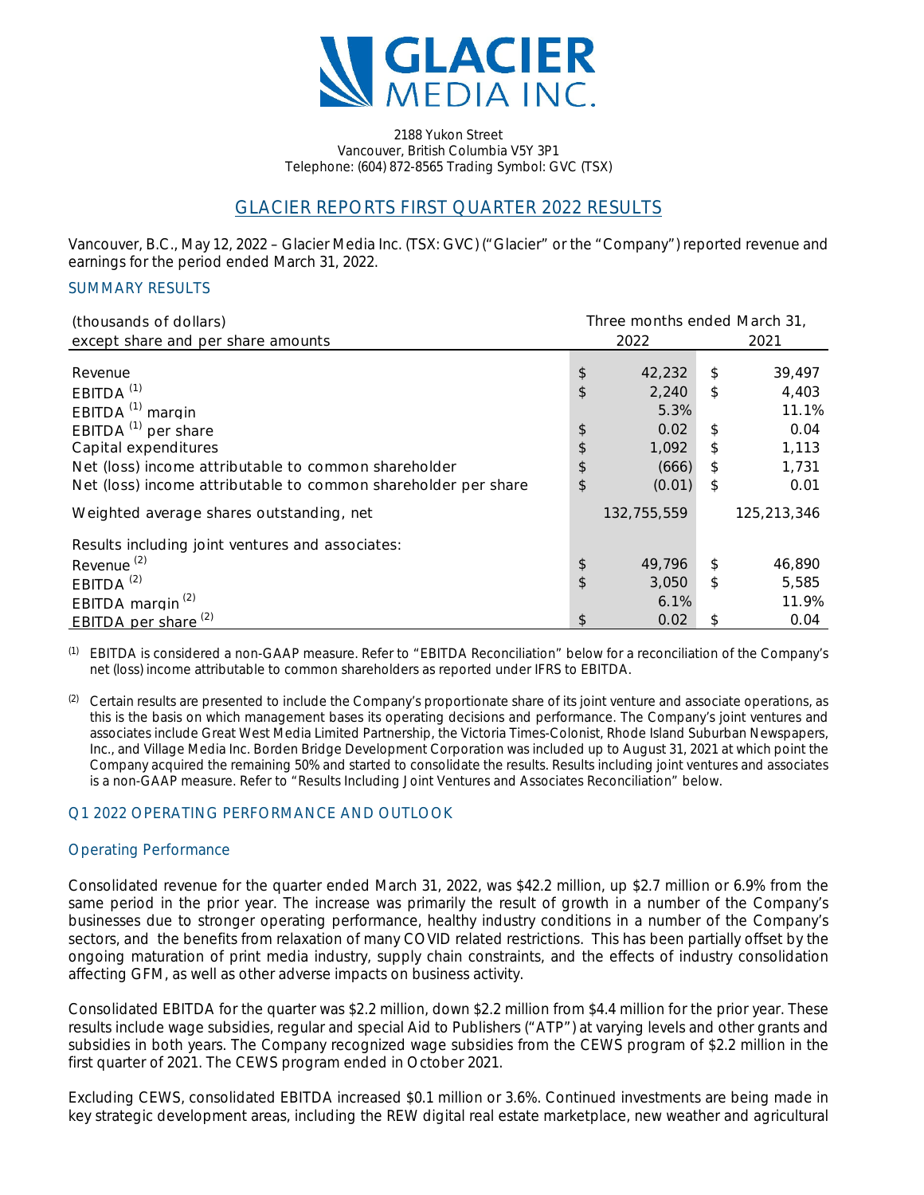# GLACIER MEDIA INC.

2188 Yukon Street
Vancouver, British Columbia V5Y 3P1
Telephone: (604) 872-8565 Trading Symbol: GVC (TSX)

## GLACIER REPORTS FIRST QUARTER 2022 RESULTS

Vancouver, B.C., May 12, 2022 – Glacier Media Inc. (TSX: GVC) ("Glacier" or the "Company") reported revenue and earnings for the period ended March 31, 2022.

### SUMMARY RESULTS

| (thousands of dollars) except share and per share amounts | Three months ended March 31, 2022 | 2021 |
|---|---|---|
| Revenue | $ 42,232 | $ 39,497 |
| EBITDA [(1)] | $ 2,240 | $ 4,403 |
| EBITDA [(1)] margin | 5.3% | 11.1% |
| EBITDA [(1)] per share | $ 0.02 | $ 0.04 |
| Capital expenditures | $ 1,092 | $ 1,113 |
| Net (loss) income attributable to common shareholder | $ (666) | $ 1,731 |
| Net (loss) income attributable to common shareholder per share | $ (0.01) | $ 0.01 |
| Weighted average shares outstanding, net | 132,755,559 | 125,213,346 |
| Results including joint ventures and associates: | | |
| Revenue [(2)] | $ 49,796 | $ 46,890 |
| EBITDA [(2)] | $ 3,050 | $ 5,585 |
| EBITDA margin [(2)] | 6.1% | 11.9% |
| EBITDA per share [(2)] | $ 0.02 | $ 0.04 |

(1) EBITDA is considered a non-GAAP measure. Refer to "EBITDA Reconciliation" below for a reconciliation of the Company's net (loss) income attributable to common shareholders as reported under IFRS to EBITDA.

(2) Certain results are presented to include the Company's proportionate share of its joint venture and associate operations, as this is the basis on which management bases its operating decisions and performance. The Company's joint ventures and associates include Great West Media Limited Partnership, the Victoria Times-Colonist, Rhode Island Suburban Newspapers, Inc., and Village Media Inc. Borden Bridge Development Corporation was included up to August 31, 2021 at which point the Company acquired the remaining 50% and started to consolidate the results. Results including joint ventures and associates is a non-GAAP measure. Refer to "Results Including Joint Ventures and Associates Reconciliation" below.

### Q1 2022 OPERATING PERFORMANCE AND OUTLOOK

#### Operating Performance

Consolidated revenue for the quarter ended March 31, 2022, was $42.2 million, up $2.7 million or 6.9% from the same period in the prior year. The increase was primarily the result of growth in a number of the Company's businesses due to stronger operating performance, healthy industry conditions in a number of the Company's sectors, and the benefits from relaxation of many COVID related restrictions. This has been partially offset by the ongoing maturation of print media industry, supply chain constraints, and the effects of industry consolidation affecting GFM, as well as other adverse impacts on business activity.

Consolidated EBITDA for the quarter was $2.2 million, down $2.2 million from $4.4 million for the prior year. These results include wage subsidies, regular and special Aid to Publishers ("ATP") at varying levels and other grants and subsidies in both years. The Company recognized wage subsidies from the CEWS program of $2.2 million in the first quarter of 2021. The CEWS program ended in October 2021.

Excluding CEWS, consolidated EBITDA increased $0.1 million or 3.6%. Continued investments are being made in key strategic development areas, including the REW digital real estate marketplace, new weather and agricultural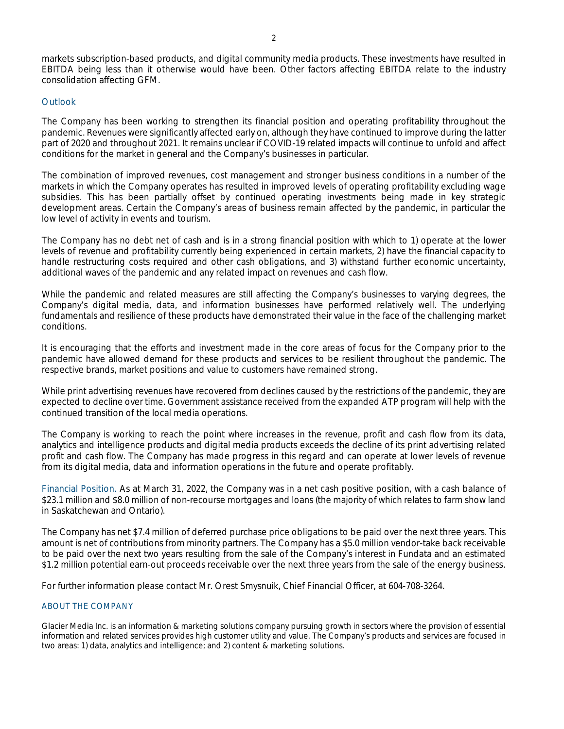markets subscription-based products, and digital community media products. These investments have resulted in EBITDA being less than it otherwise would have been. Other factors affecting EBITDA relate to the industry consolidation affecting GFM.

## Outlook

The Company has been working to strengthen its financial position and operating profitability throughout the pandemic. Revenues were significantly affected early on, although they have continued to improve during the latter part of 2020 and throughout 2021. It remains unclear if COVID-19 related impacts will continue to unfold and affect conditions for the market in general and the Company's businesses in particular.

The combination of improved revenues, cost management and stronger business conditions in a number of the markets in which the Company operates has resulted in improved levels of operating profitability excluding wage subsidies. This has been partially offset by continued operating investments being made in key strategic development areas. Certain the Company's areas of business remain affected by the pandemic, in particular the low level of activity in events and tourism.

The Company has no debt net of cash and is in a strong financial position with which to 1) operate at the lower levels of revenue and profitability currently being experienced in certain markets, 2) have the financial capacity to handle restructuring costs required and other cash obligations, and 3) withstand further economic uncertainty, additional waves of the pandemic and any related impact on revenues and cash flow.

While the pandemic and related measures are still affecting the Company's businesses to varying degrees, the Company's digital media, data, and information businesses have performed relatively well. The underlying fundamentals and resilience of these products have demonstrated their value in the face of the challenging market conditions.

It is encouraging that the efforts and investment made in the core areas of focus for the Company prior to the pandemic have allowed demand for these products and services to be resilient throughout the pandemic. The respective brands, market positions and value to customers have remained strong.

While print advertising revenues have recovered from declines caused by the restrictions of the pandemic, they are expected to decline over time. Government assistance received from the expanded ATP program will help with the continued transition of the local media operations.

The Company is working to reach the point where increases in the revenue, profit and cash flow from its data, analytics and intelligence products and digital media products exceeds the decline of its print advertising related profit and cash flow. The Company has made progress in this regard and can operate at lower levels of revenue from its digital media, data and information operations in the future and operate profitably.

Financial Position. As at March 31, 2022, the Company was in a net cash positive position, with a cash balance of $23.1 million and $8.0 million of non-recourse mortgages and loans (the majority of which relates to farm show land in Saskatchewan and Ontario).

The Company has net $7.4 million of deferred purchase price obligations to be paid over the next three years. This amount is net of contributions from minority partners. The Company has a $5.0 million vendor-take back receivable to be paid over the next two years resulting from the sale of the Company's interest in Fundata and an estimated $1.2 million potential earn-out proceeds receivable over the next three years from the sale of the energy business.

For further information please contact Mr. Orest Smysnuik, Chief Financial Officer, at 604-708-3264.

## ABOUT THE COMPANY

Glacier Media Inc. is an information & marketing solutions company pursuing growth in sectors where the provision of essential information and related services provides high customer utility and value. The Company's products and services are focused in two areas: 1) data, analytics and intelligence; and 2) content & marketing solutions.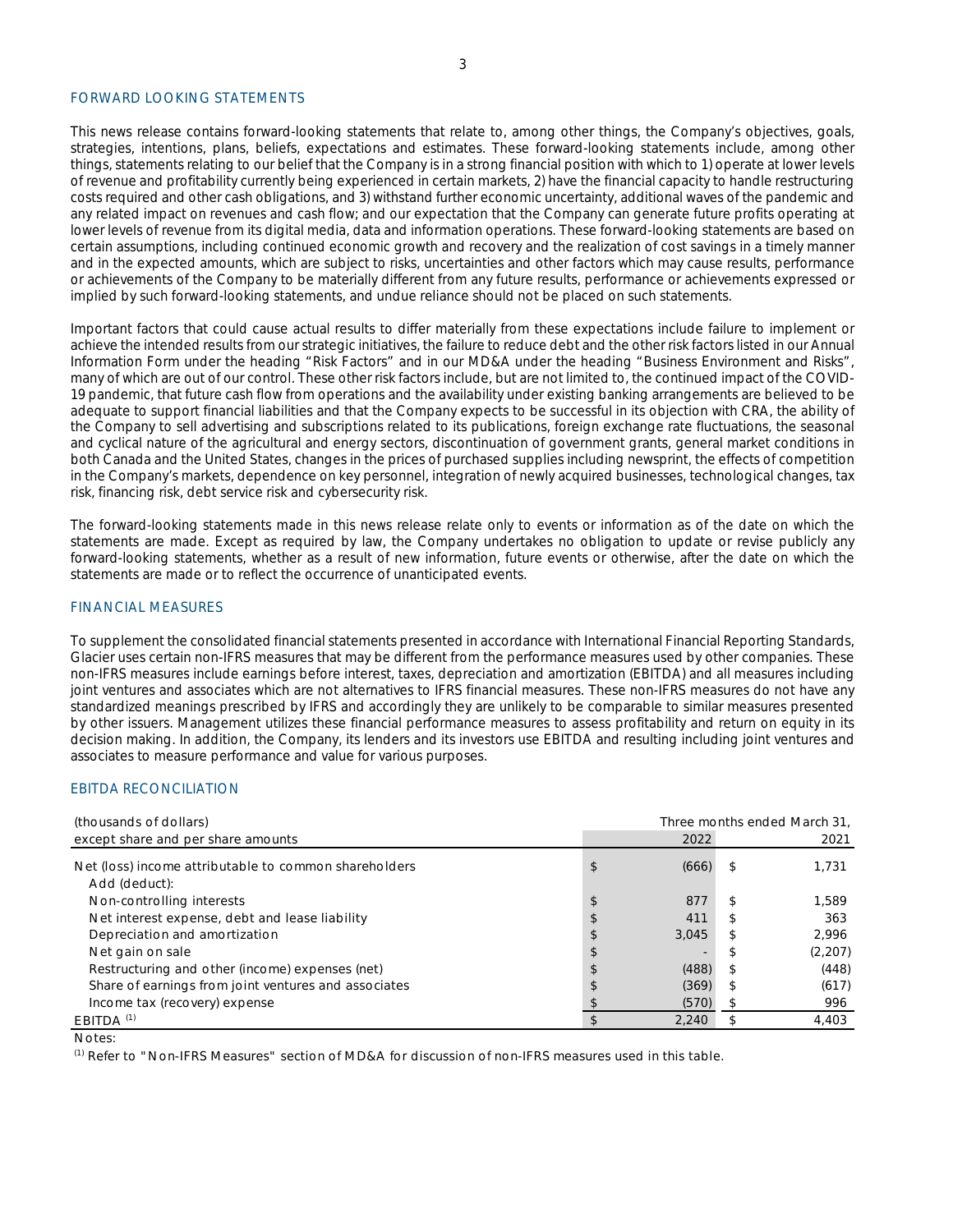## FORWARD LOOKING STATEMENTS

This news release contains forward-looking statements that relate to, among other things, the Company's objectives, goals, strategies, intentions, plans, beliefs, expectations and estimates. These forward-looking statements include, among other things, statements relating to our belief that the Company is in a strong financial position with which to 1) operate at lower levels of revenue and profitability currently being experienced in certain markets, 2) have the financial capacity to handle restructuring costs required and other cash obligations, and 3) withstand further economic uncertainty, additional waves of the pandemic and any related impact on revenues and cash flow; and our expectation that the Company can generate future profits operating at lower levels of revenue from its digital media, data and information operations. These forward-looking statements are based on certain assumptions, including continued economic growth and recovery and the realization of cost savings in a timely manner and in the expected amounts, which are subject to risks, uncertainties and other factors which may cause results, performance or achievements of the Company to be materially different from any future results, performance or achievements expressed or implied by such forward-looking statements, and undue reliance should not be placed on such statements.

Important factors that could cause actual results to differ materially from these expectations include failure to implement or achieve the intended results from our strategic initiatives, the failure to reduce debt and the other risk factors listed in our Annual Information Form under the heading "Risk Factors" and in our MD&A under the heading "Business Environment and Risks", many of which are out of our control. These other risk factors include, but are not limited to, the continued impact of the COVID-19 pandemic, that future cash flow from operations and the availability under existing banking arrangements are believed to be adequate to support financial liabilities and that the Company expects to be successful in its objection with CRA, the ability of the Company to sell advertising and subscriptions related to its publications, foreign exchange rate fluctuations, the seasonal and cyclical nature of the agricultural and energy sectors, discontinuation of government grants, general market conditions in both Canada and the United States, changes in the prices of purchased supplies including newsprint, the effects of competition in the Company's markets, dependence on key personnel, integration of newly acquired businesses, technological changes, tax risk, financing risk, debt service risk and cybersecurity risk.

The forward-looking statements made in this news release relate only to events or information as of the date on which the statements are made. Except as required by law, the Company undertakes no obligation to update or revise publicly any forward-looking statements, whether as a result of new information, future events or otherwise, after the date on which the statements are made or to reflect the occurrence of unanticipated events.

## FINANCIAL MEASURES

To supplement the consolidated financial statements presented in accordance with International Financial Reporting Standards, Glacier uses certain non-IFRS measures that may be different from the performance measures used by other companies. These non-IFRS measures include earnings before interest, taxes, depreciation and amortization (EBITDA) and all measures including joint ventures and associates which are not alternatives to IFRS financial measures. These non-IFRS measures do not have any standardized meanings prescribed by IFRS and accordingly they are unlikely to be comparable to similar measures presented by other issuers. Management utilizes these financial performance measures to assess profitability and return on equity in its decision making. In addition, the Company, its lenders and its investors use EBITDA and resulting including joint ventures and associates to measure performance and value for various purposes.

## EBITDA RECONCILIATION

| (thousands of dollars) except share and per share amounts | Three months ended March 31, 2022 | 2021 |
|---|---|---|
| Net (loss) income attributable to common shareholders | $ (666) | $ 1,731 |
| Add (deduct): | | |
| Non-controlling interests | $ 877 | $ 1,589 |
| Net interest expense, debt and lease liability | $ 411 | $ 363 |
| Depreciation and amortization | $ 3,045 | $ 2,996 |
| Net gain on sale | $ - | $ (2,207) |
| Restructuring and other (income) expenses (net) | $ (488) | $ (448) |
| Share of earnings from joint ventures and associates | $ (369) | $ (617) |
| Income tax (recovery) expense | $ (570) | $ 996 |
| EBITDA [1] | $ 2,240 | $ 4,403 |

Notes:

[1] Refer to "Non-IFRS Measures" section of MD&A for discussion of non-IFRS measures used in this table.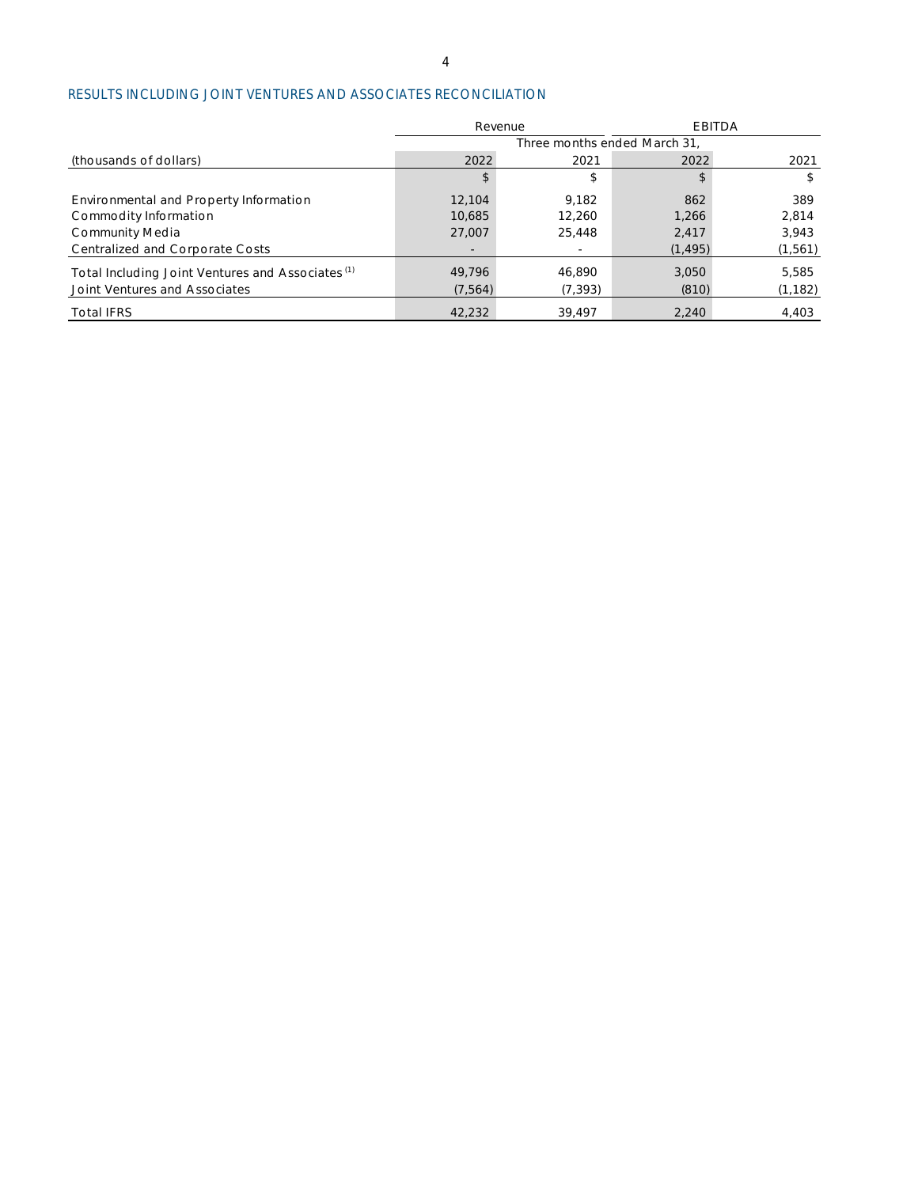## RESULTS INCLUDING JOINT VENTURES AND ASSOCIATES RECONCILIATION

| | Revenue | | EBITDA | |
|---|---|---|---|---|
| | Three months ended March 31, | | | |
| (thousands of dollars) | 2022 | 2021 | 2022 | 2021 |
| | $ | $ | $ | $ |
| Environmental and Property Information | 12,104 | 9,182 | 862 | 389 |
| Commodity Information | 10,685 | 12,260 | 1,266 | 2,814 |
| Community Media | 27,007 | 25,448 | 2,417 | 3,943 |
| Centralized and Corporate Costs | - | - | (1,495) | (1,561) |
| Total Including Joint Ventures and Associates [1] | 49,796 | 46,890 | 3,050 | 5,585 |
| Joint Ventures and Associates | (7,564) | (7,393) | (810) | (1,182) |
| Total IFRS | 42,232 | 39,497 | 2,240 | 4,403 |